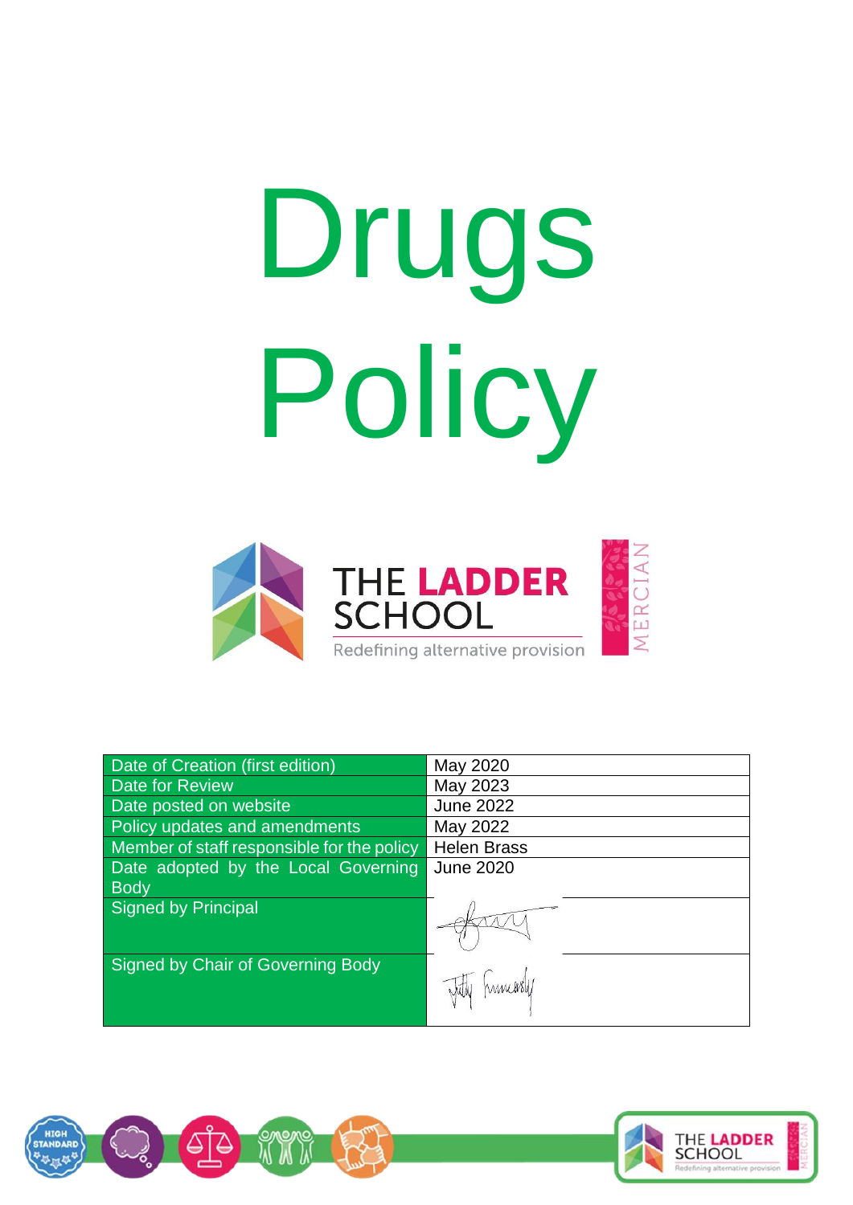# Drugs Policy

THE LADDER SCHOOL

Redefining alternative provision

MERCIAN

| | |
|---|---|
| Date of Creation (first edition) | May 2020 |
| Date for Review | May 2023 |
| Date posted on website | June 2022 |
| Policy updates and amendments | May 2022 |
| Member of staff responsible for the policy | Helen Brass |
| Date adopted by the Local Governing Body | June 2020 |
| Signed by Principal | |
| Signed by Chair of Governing Body | |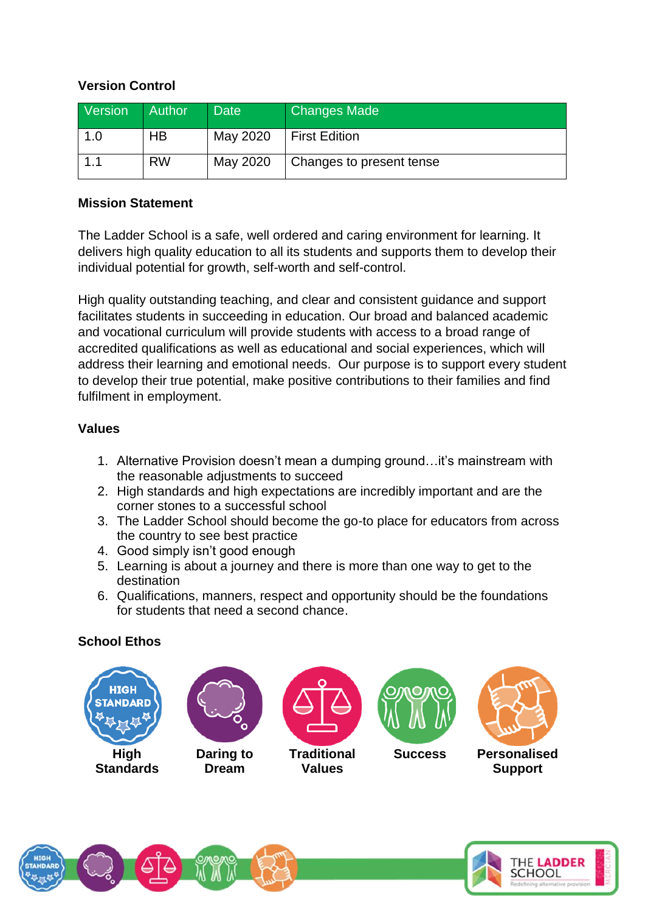**Version Control**

| Version | Author | Date | Changes Made |
| --- | --- | --- | --- |
| 1.0 | HB | May 2020 | First Edition |
| 1.1 | RW | May 2020 | Changes to present tense |

**Mission Statement**

The Ladder School is a safe, well ordered and caring environment for learning. It delivers high quality education to all its students and supports them to develop their individual potential for growth, self-worth and self-control.

High quality outstanding teaching, and clear and consistent guidance and support facilitates students in succeeding in education. Our broad and balanced academic and vocational curriculum will provide students with access to a broad range of accredited qualifications as well as educational and social experiences, which will address their learning and emotional needs. Our purpose is to support every student to develop their true potential, make positive contributions to their families and find fulfilment in employment.

**Values**

1. Alternative Provision doesn't mean a dumping ground…it's mainstream with the reasonable adjustments to succeed
2. High standards and high expectations are incredibly important and are the corner stones to a successful school
3. The Ladder School should become the go-to place for educators from across the country to see best practice
4. Good simply isn't good enough
5. Learning is about a journey and there is more than one way to get to the destination
6. Qualifications, manners, respect and opportunity should be the foundations for students that need a second chance.

**School Ethos**

**High Standards** | **Daring to Dream** | **Traditional Values** | **Success** | **Personalised Support**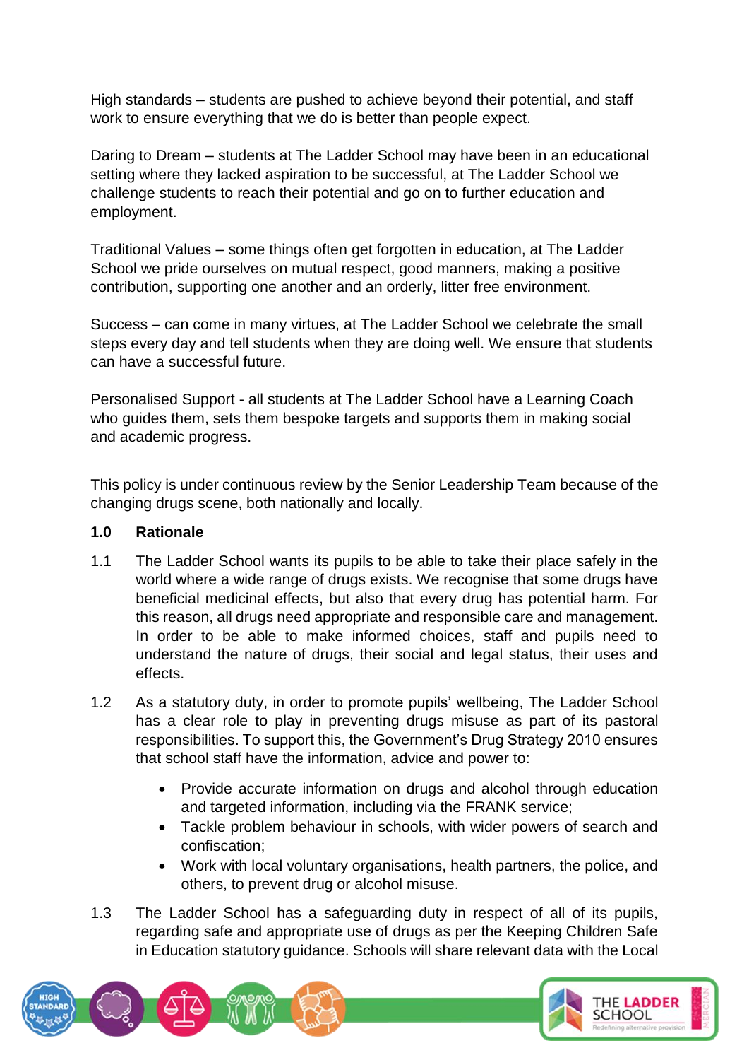High standards – students are pushed to achieve beyond their potential, and staff work to ensure everything that we do is better than people expect.

Daring to Dream – students at The Ladder School may have been in an educational setting where they lacked aspiration to be successful, at The Ladder School we challenge students to reach their potential and go on to further education and employment.

Traditional Values – some things often get forgotten in education, at The Ladder School we pride ourselves on mutual respect, good manners, making a positive contribution, supporting one another and an orderly, litter free environment.

Success – can come in many virtues, at The Ladder School we celebrate the small steps every day and tell students when they are doing well. We ensure that students can have a successful future.

Personalised Support - all students at The Ladder School have a Learning Coach who guides them, sets them bespoke targets and supports them in making social and academic progress.

This policy is under continuous review by the Senior Leadership Team because of the changing drugs scene, both nationally and locally.

## 1.0 Rationale

1.1 The Ladder School wants its pupils to be able to take their place safely in the world where a wide range of drugs exists. We recognise that some drugs have beneficial medicinal effects, but also that every drug has potential harm. For this reason, all drugs need appropriate and responsible care and management. In order to be able to make informed choices, staff and pupils need to understand the nature of drugs, their social and legal status, their uses and effects.

1.2 As a statutory duty, in order to promote pupils' wellbeing, The Ladder School has a clear role to play in preventing drugs misuse as part of its pastoral responsibilities. To support this, the Government's Drug Strategy 2010 ensures that school staff have the information, advice and power to:

- Provide accurate information on drugs and alcohol through education and targeted information, including via the FRANK service;
- Tackle problem behaviour in schools, with wider powers of search and confiscation;
- Work with local voluntary organisations, health partners, the police, and others, to prevent drug or alcohol misuse.

1.3 The Ladder School has a safeguarding duty in respect of all of its pupils, regarding safe and appropriate use of drugs as per the Keeping Children Safe in Education statutory guidance. Schools will share relevant data with the Local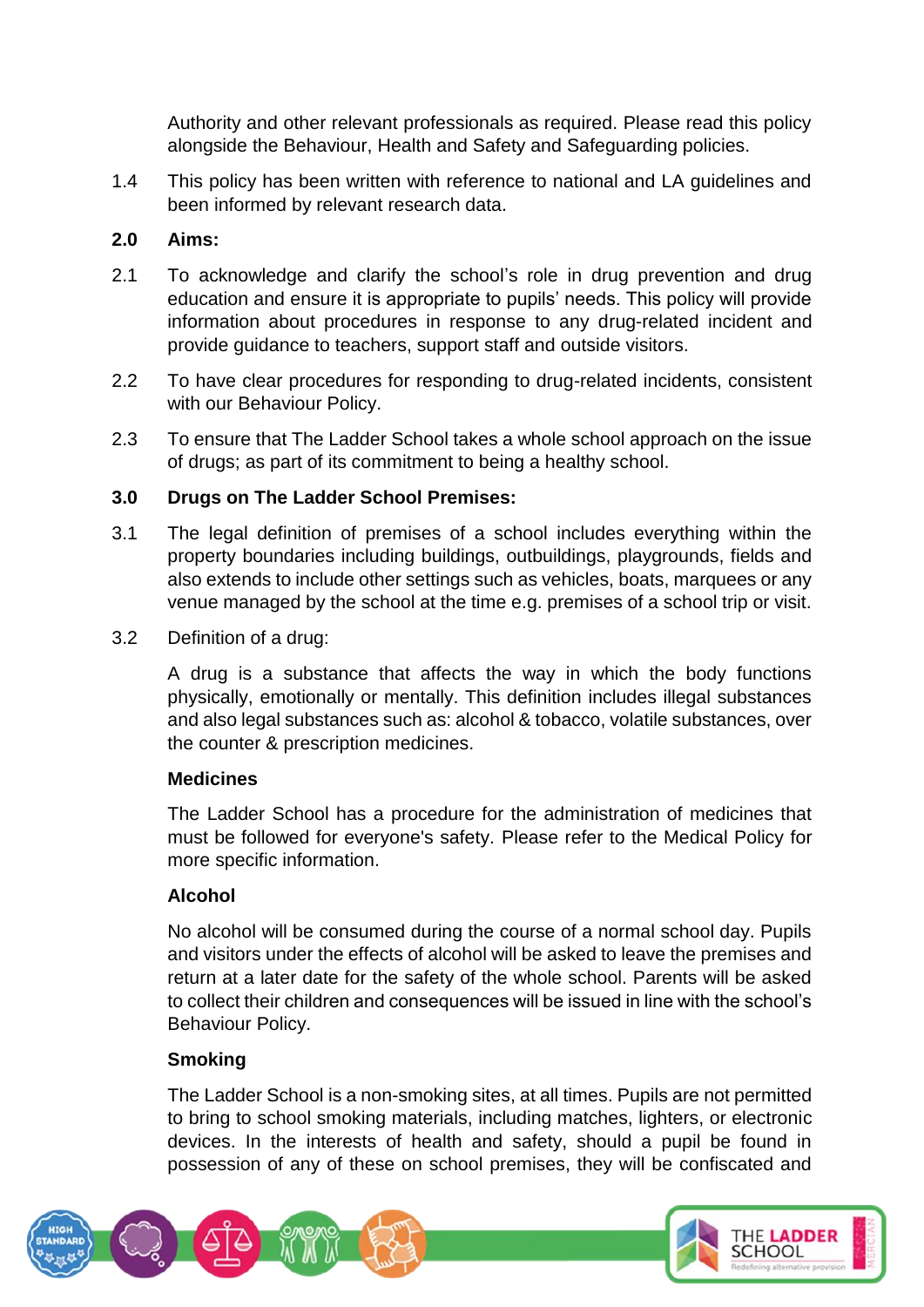Authority and other relevant professionals as required. Please read this policy alongside the Behaviour, Health and Safety and Safeguarding policies.

1.4 This policy has been written with reference to national and LA guidelines and been informed by relevant research data.

**2.0 Aims:**

2.1 To acknowledge and clarify the school's role in drug prevention and drug education and ensure it is appropriate to pupils' needs. This policy will provide information about procedures in response to any drug-related incident and provide guidance to teachers, support staff and outside visitors.

2.2 To have clear procedures for responding to drug-related incidents, consistent with our Behaviour Policy.

2.3 To ensure that The Ladder School takes a whole school approach on the issue of drugs; as part of its commitment to being a healthy school.

**3.0 Drugs on The Ladder School Premises:**

3.1 The legal definition of premises of a school includes everything within the property boundaries including buildings, outbuildings, playgrounds, fields and also extends to include other settings such as vehicles, boats, marquees or any venue managed by the school at the time e.g. premises of a school trip or visit.

3.2 Definition of a drug:

A drug is a substance that affects the way in which the body functions physically, emotionally or mentally. This definition includes illegal substances and also legal substances such as: alcohol & tobacco, volatile substances, over the counter & prescription medicines.

**Medicines**

The Ladder School has a procedure for the administration of medicines that must be followed for everyone's safety. Please refer to the Medical Policy for more specific information.

**Alcohol**

No alcohol will be consumed during the course of a normal school day. Pupils and visitors under the effects of alcohol will be asked to leave the premises and return at a later date for the safety of the whole school. Parents will be asked to collect their children and consequences will be issued in line with the school's Behaviour Policy.

**Smoking**

The Ladder School is a non-smoking sites, at all times. Pupils are not permitted to bring to school smoking materials, including matches, lighters, or electronic devices. In the interests of health and safety, should a pupil be found in possession of any of these on school premises, they will be confiscated and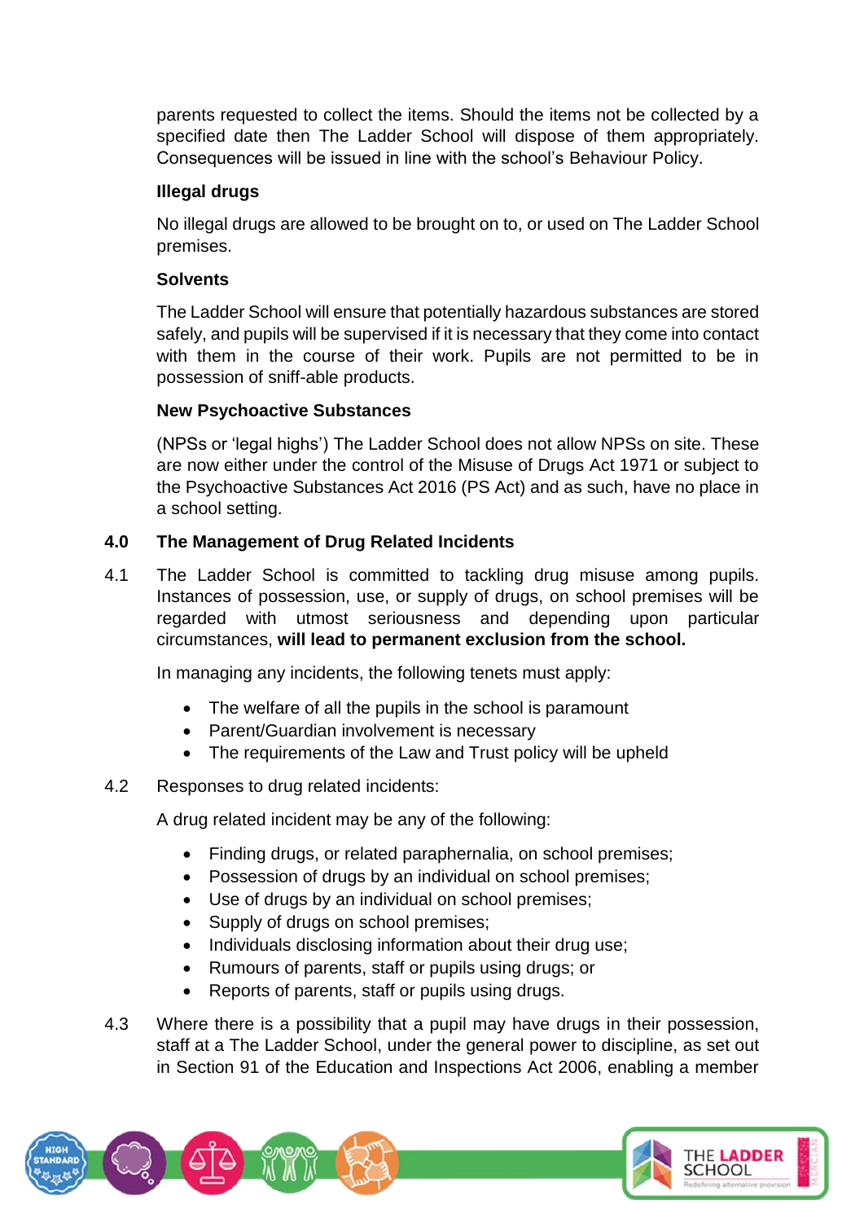parents requested to collect the items. Should the items not be collected by a specified date then The Ladder School will dispose of them appropriately. Consequences will be issued in line with the school's Behaviour Policy.

**Illegal drugs**

No illegal drugs are allowed to be brought on to, or used on The Ladder School premises.

**Solvents**

The Ladder School will ensure that potentially hazardous substances are stored safely, and pupils will be supervised if it is necessary that they come into contact with them in the course of their work. Pupils are not permitted to be in possession of sniff-able products.

**New Psychoactive Substances**

(NPSs or 'legal highs') The Ladder School does not allow NPSs on site. These are now either under the control of the Misuse of Drugs Act 1971 or subject to the Psychoactive Substances Act 2016 (PS Act) and as such, have no place in a school setting.

## 4.0 The Management of Drug Related Incidents

4.1 The Ladder School is committed to tackling drug misuse among pupils. Instances of possession, use, or supply of drugs, on school premises will be regarded with utmost seriousness and depending upon particular circumstances, **will lead to permanent exclusion from the school.**

In managing any incidents, the following tenets must apply:

- The welfare of all the pupils in the school is paramount
- Parent/Guardian involvement is necessary
- The requirements of the Law and Trust policy will be upheld

4.2 Responses to drug related incidents:

A drug related incident may be any of the following:

- Finding drugs, or related paraphernalia, on school premises;
- Possession of drugs by an individual on school premises;
- Use of drugs by an individual on school premises;
- Supply of drugs on school premises;
- Individuals disclosing information about their drug use;
- Rumours of parents, staff or pupils using drugs; or
- Reports of parents, staff or pupils using drugs.

4.3 Where there is a possibility that a pupil may have drugs in their possession, staff at a The Ladder School, under the general power to discipline, as set out in Section 91 of the Education and Inspections Act 2006, enabling a member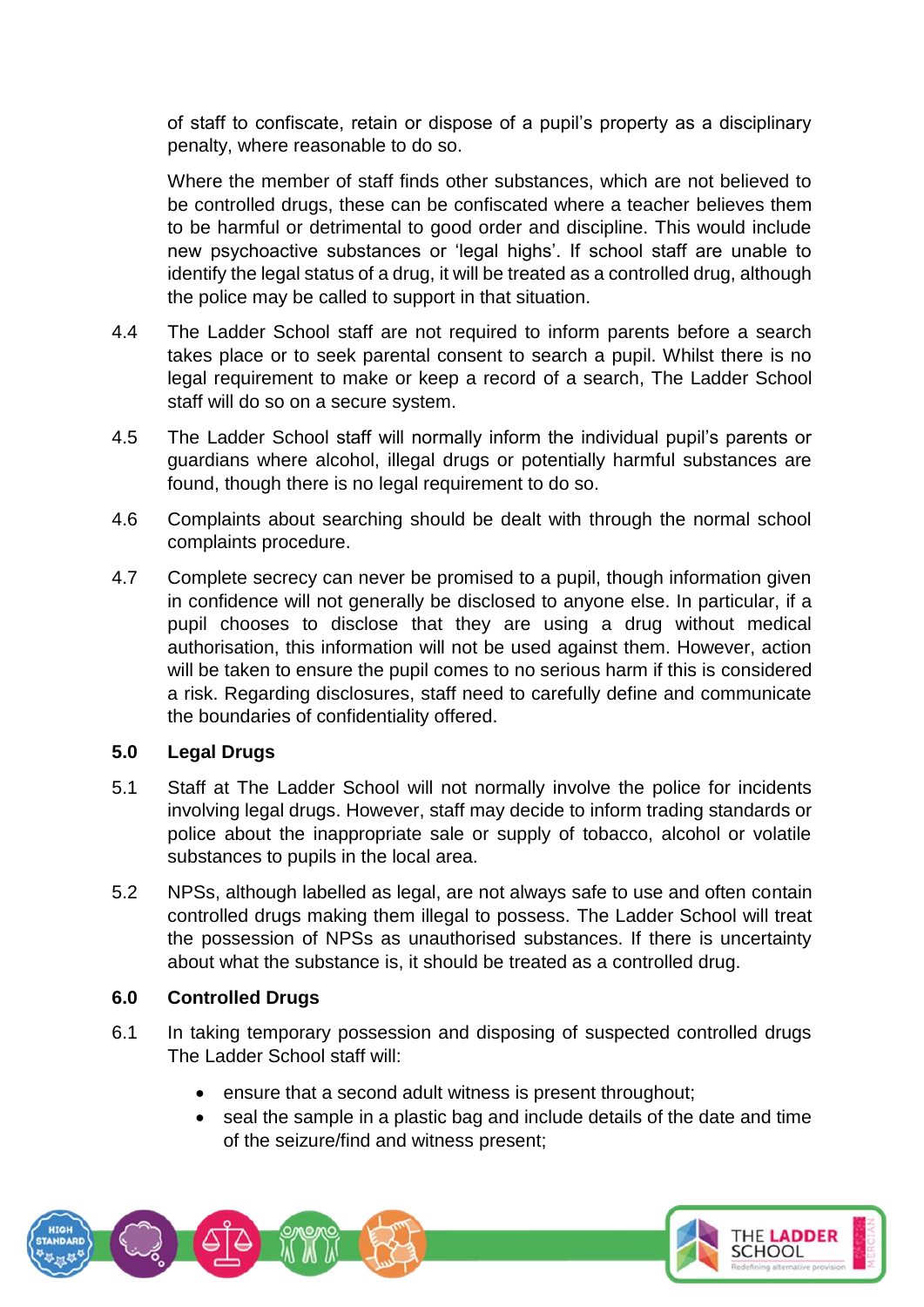of staff to confiscate, retain or dispose of a pupil's property as a disciplinary penalty, where reasonable to do so.

Where the member of staff finds other substances, which are not believed to be controlled drugs, these can be confiscated where a teacher believes them to be harmful or detrimental to good order and discipline. This would include new psychoactive substances or 'legal highs'. If school staff are unable to identify the legal status of a drug, it will be treated as a controlled drug, although the police may be called to support in that situation.

4.4 The Ladder School staff are not required to inform parents before a search takes place or to seek parental consent to search a pupil. Whilst there is no legal requirement to make or keep a record of a search, The Ladder School staff will do so on a secure system.

4.5 The Ladder School staff will normally inform the individual pupil's parents or guardians where alcohol, illegal drugs or potentially harmful substances are found, though there is no legal requirement to do so.

4.6 Complaints about searching should be dealt with through the normal school complaints procedure.

4.7 Complete secrecy can never be promised to a pupil, though information given in confidence will not generally be disclosed to anyone else. In particular, if a pupil chooses to disclose that they are using a drug without medical authorisation, this information will not be used against them. However, action will be taken to ensure the pupil comes to no serious harm if this is considered a risk. Regarding disclosures, staff need to carefully define and communicate the boundaries of confidentiality offered.

## 5.0 Legal Drugs

5.1 Staff at The Ladder School will not normally involve the police for incidents involving legal drugs. However, staff may decide to inform trading standards or police about the inappropriate sale or supply of tobacco, alcohol or volatile substances to pupils in the local area.

5.2 NPSs, although labelled as legal, are not always safe to use and often contain controlled drugs making them illegal to possess. The Ladder School will treat the possession of NPSs as unauthorised substances. If there is uncertainty about what the substance is, it should be treated as a controlled drug.

## 6.0 Controlled Drugs

6.1 In taking temporary possession and disposing of suspected controlled drugs The Ladder School staff will:

- ensure that a second adult witness is present throughout;
- seal the sample in a plastic bag and include details of the date and time of the seizure/find and witness present;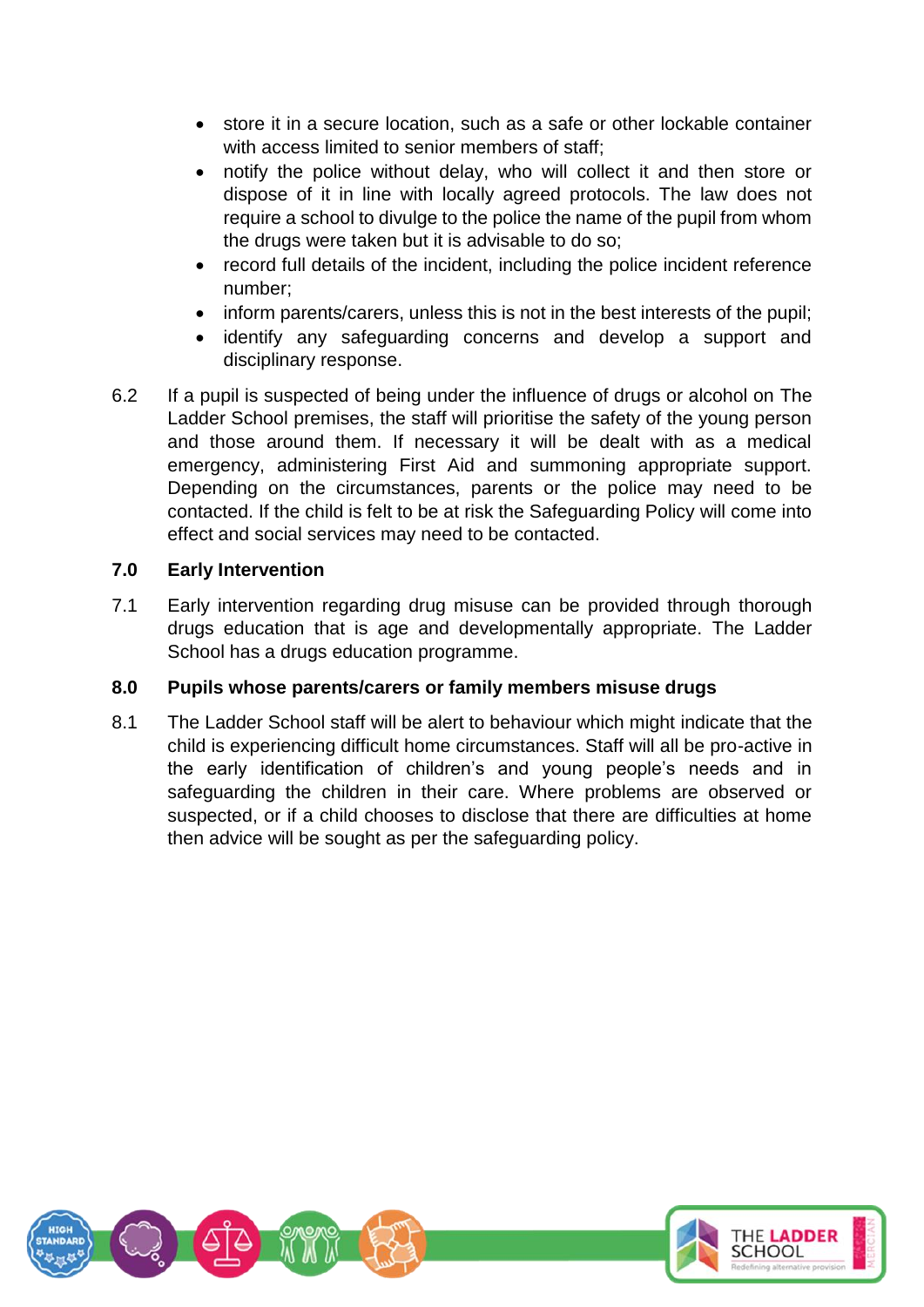- store it in a secure location, such as a safe or other lockable container with access limited to senior members of staff;
- notify the police without delay, who will collect it and then store or dispose of it in line with locally agreed protocols. The law does not require a school to divulge to the police the name of the pupil from whom the drugs were taken but it is advisable to do so;
- record full details of the incident, including the police incident reference number;
- inform parents/carers, unless this is not in the best interests of the pupil;
- identify any safeguarding concerns and develop a support and disciplinary response.

6.2 If a pupil is suspected of being under the influence of drugs or alcohol on The Ladder School premises, the staff will prioritise the safety of the young person and those around them. If necessary it will be dealt with as a medical emergency, administering First Aid and summoning appropriate support. Depending on the circumstances, parents or the police may need to be contacted. If the child is felt to be at risk the Safeguarding Policy will come into effect and social services may need to be contacted.

## 7.0 Early Intervention

7.1 Early intervention regarding drug misuse can be provided through thorough drugs education that is age and developmentally appropriate. The Ladder School has a drugs education programme.

## 8.0 Pupils whose parents/carers or family members misuse drugs

8.1 The Ladder School staff will be alert to behaviour which might indicate that the child is experiencing difficult home circumstances. Staff will all be pro-active in the early identification of children's and young people's needs and in safeguarding the children in their care. Where problems are observed or suspected, or if a child chooses to disclose that there are difficulties at home then advice will be sought as per the safeguarding policy.